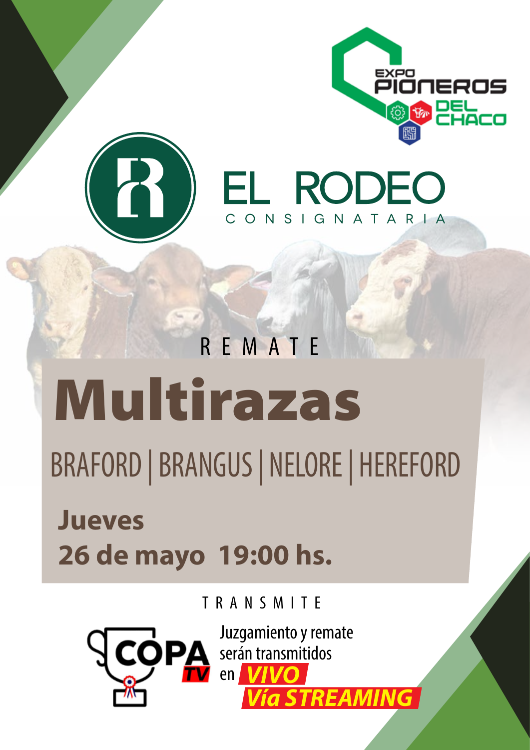EXPO PIONEROS DEL CHACO

EL RODEO

CONSIGNATARIA

REMATE

# Multirazas

## BRAFORD | BRANGUS | NELORE | HEREFORD

**Jueves**

**26 de mayo 19:00 hs.**

TRANSMITE

COPA TV

Juzgamiento y remate serán transmitidos en ***VIVO***

***Vía STREAMING***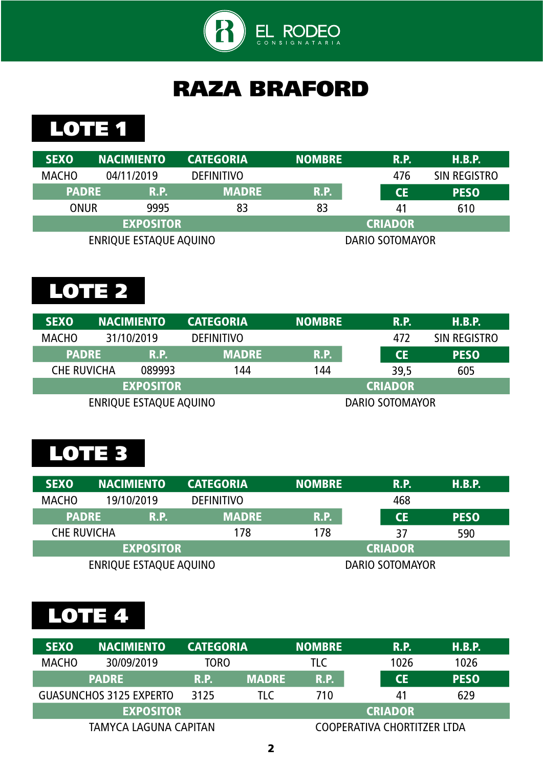EL RODEO CONSIGNATARIA

# RAZA BRAFORD

## LOTE 1

| SEXO | NACIMIENTO | CATEGORIA | NOMBRE | R.P. | H.B.P. |
|---|---|---|---|---|---|
| MACHO | 04/11/2019 | DEFINITIVO | | 476 | SIN REGISTRO |

| PADRE | R.P. | MADRE | R.P. | CE | PESO |
|---|---|---|---|---|---|
| ONUR | 9995 | 83 | 83 | 41 | 610 |

| EXPOSITOR | CRIADOR |
|---|---|
| ENRIQUE ESTAQUE AQUINO | DARIO SOTOMAYOR |

## LOTE 2

| SEXO | NACIMIENTO | CATEGORIA | NOMBRE | R.P. | H.B.P. |
|---|---|---|---|---|---|
| MACHO | 31/10/2019 | DEFINITIVO | | 472 | SIN REGISTRO |

| PADRE | R.P. | MADRE | R.P. | CE | PESO |
|---|---|---|---|---|---|
| CHE RUVICHA | 089993 | 144 | 144 | 39,5 | 605 |

| EXPOSITOR | CRIADOR |
|---|---|
| ENRIQUE ESTAQUE AQUINO | DARIO SOTOMAYOR |

## LOTE 3

| SEXO | NACIMIENTO | CATEGORIA | NOMBRE | R.P. | H.B.P. |
|---|---|---|---|---|---|
| MACHO | 19/10/2019 | DEFINITIVO | | 468 | |

| PADRE | R.P. | MADRE | R.P. | CE | PESO |
|---|---|---|---|---|---|
| CHE RUVICHA | | 178 | 178 | 37 | 590 |

| EXPOSITOR | CRIADOR |
|---|---|
| ENRIQUE ESTAQUE AQUINO | DARIO SOTOMAYOR |

## LOTE 4

| SEXO | NACIMIENTO | CATEGORIA | NOMBRE | R.P. | H.B.P. |
|---|---|---|---|---|---|
| MACHO | 30/09/2019 | TORO | TLC | 1026 | 1026 |

| PADRE | R.P. | MADRE | R.P. | CE | PESO |
|---|---|---|---|---|---|
| GUASUNCHOS 3125 EXPERTO | 3125 | TLC | 710 | 41 | 629 |

| EXPOSITOR | CRIADOR |
|---|---|
| TAMYCA LAGUNA CAPITAN | COOPERATIVA CHORTITZER LTDA |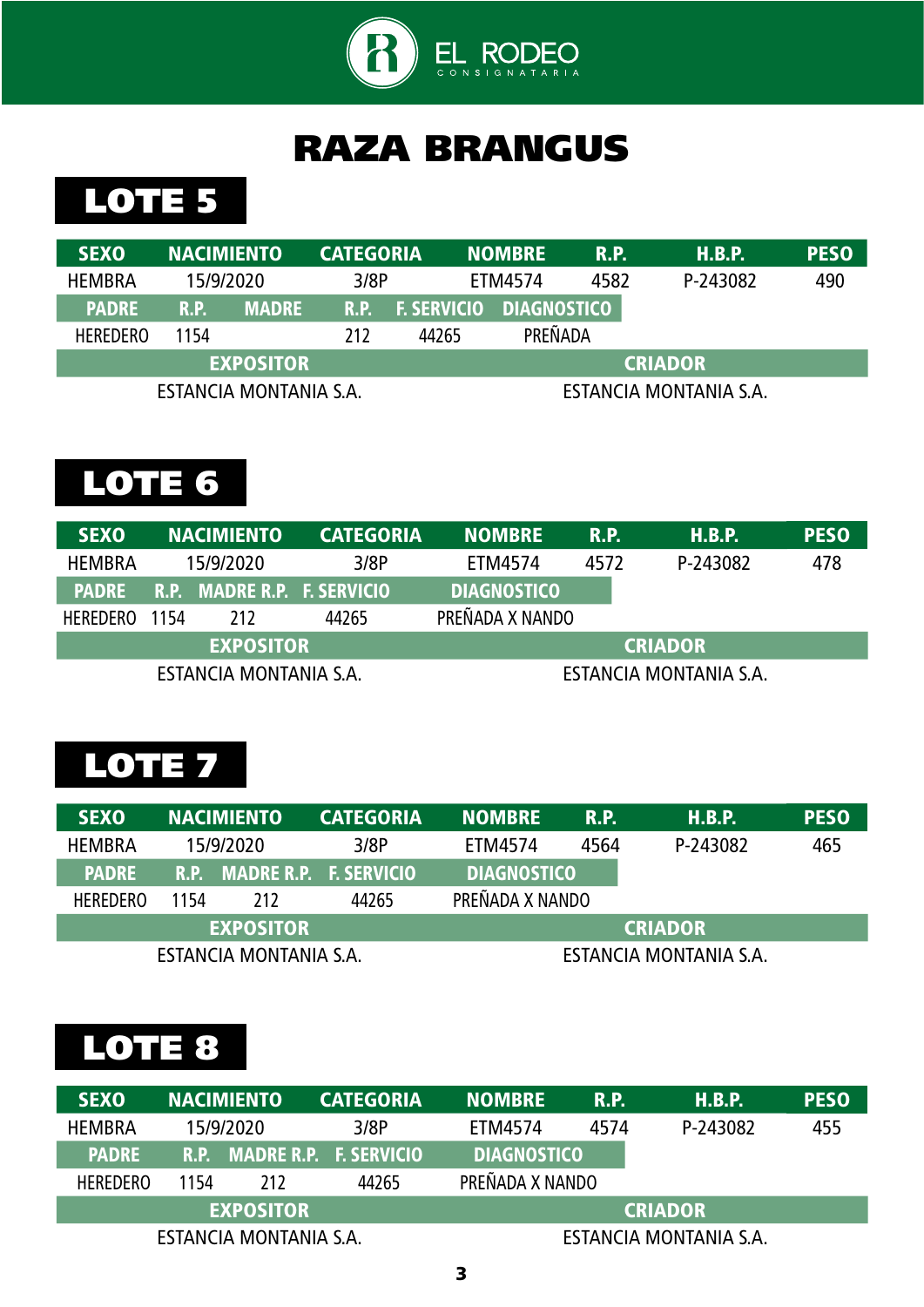EL RODEO CONSIGNATARIA

# RAZA BRANGUS

## LOTE 5

| SEXO | NACIMIENTO | CATEGORIA | NOMBRE | R.P. | H.B.P. | PESO |
|---|---|---|---|---|---|---|
| HEMBRA | 15/9/2020 | 3/8P | ETM4574 | 4582 | P-243082 | 490 |

| PADRE | R.P. | MADRE | R.P. | F. SERVICIO | DIAGNOSTICO |
|---|---|---|---|---|---|
| HEREDERO | 1154 | | 212 | 44265 | PREÑADA |

| EXPOSITOR | CRIADOR |
|---|---|
| ESTANCIA MONTANIA S.A. | ESTANCIA MONTANIA S.A. |

## LOTE 6

| SEXO | NACIMIENTO | CATEGORIA | NOMBRE | R.P. | H.B.P. | PESO |
|---|---|---|---|---|---|---|
| HEMBRA | 15/9/2020 | 3/8P | ETM4574 | 4572 | P-243082 | 478 |

| PADRE | R.P. | MADRE R.P. | F. SERVICIO | DIAGNOSTICO |
|---|---|---|---|---|
| HEREDERO | 1154 | 212 | 44265 | PREÑADA X NANDO |

| EXPOSITOR | CRIADOR |
|---|---|
| ESTANCIA MONTANIA S.A. | ESTANCIA MONTANIA S.A. |

## LOTE 7

| SEXO | NACIMIENTO | CATEGORIA | NOMBRE | R.P. | H.B.P. | PESO |
|---|---|---|---|---|---|---|
| HEMBRA | 15/9/2020 | 3/8P | ETM4574 | 4564 | P-243082 | 465 |

| PADRE | R.P. | MADRE R.P. | F. SERVICIO | DIAGNOSTICO |
|---|---|---|---|---|
| HEREDERO | 1154 | 212 | 44265 | PREÑADA X NANDO |

| EXPOSITOR | CRIADOR |
|---|---|
| ESTANCIA MONTANIA S.A. | ESTANCIA MONTANIA S.A. |

## LOTE 8

| SEXO | NACIMIENTO | CATEGORIA | NOMBRE | R.P. | H.B.P. | PESO |
|---|---|---|---|---|---|---|
| HEMBRA | 15/9/2020 | 3/8P | ETM4574 | 4574 | P-243082 | 455 |

| PADRE | R.P. | MADRE R.P. | F. SERVICIO | DIAGNOSTICO |
|---|---|---|---|---|
| HEREDERO | 1154 | 212 | 44265 | PREÑADA X NANDO |

| EXPOSITOR | CRIADOR |
|---|---|
| ESTANCIA MONTANIA S.A. | ESTANCIA MONTANIA S.A. |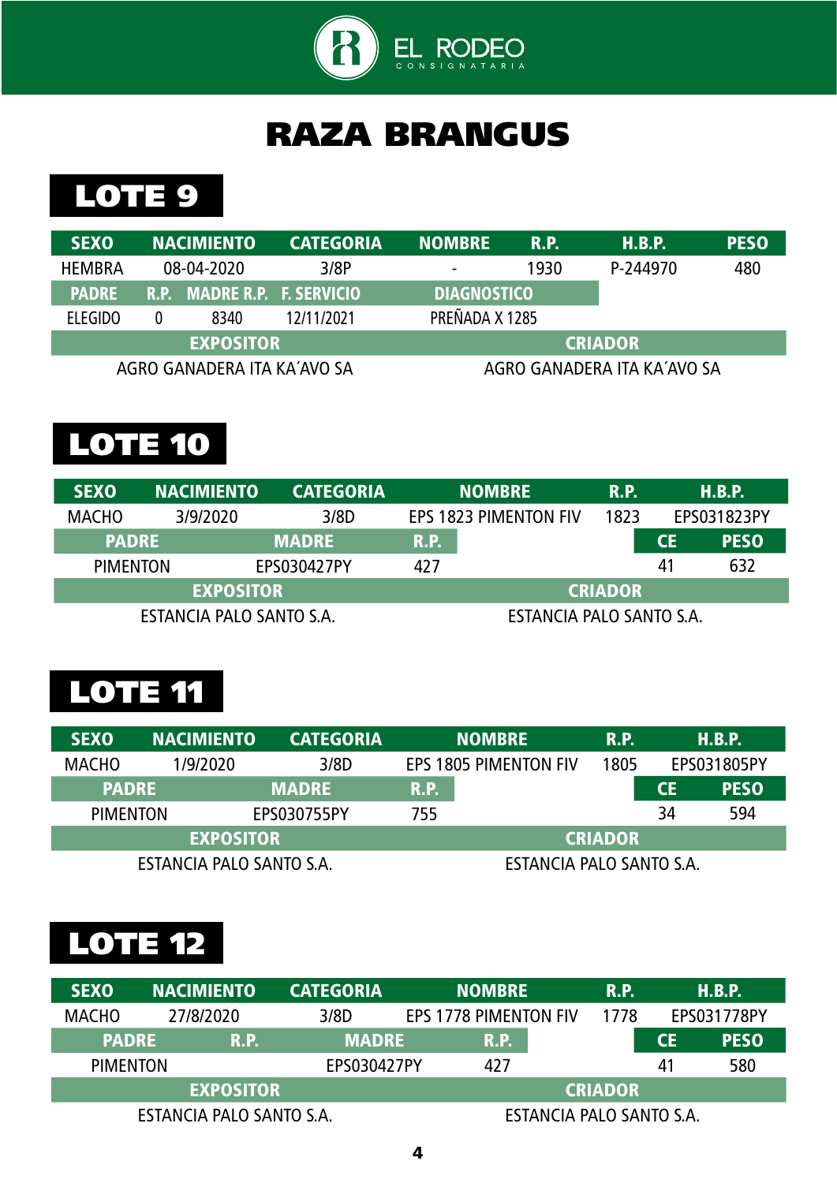EL RODEO CONSIGNATARIA

# RAZA BRANGUS

## LOTE 9

| SEXO | NACIMIENTO | CATEGORIA | NOMBRE | R.P. | H.B.P. | PESO |
|---|---|---|---|---|---|---|
| HEMBRA | 08-04-2020 | 3/8P | - | 1930 | P-244970 | 480 |

| PADRE | R.P. | MADRE R.P. | F. SERVICIO | DIAGNOSTICO |
|---|---|---|---|---|
| ELEGIDO | 0 | 8340 | 12/11/2021 | PREÑADA X 1285 |

| EXPOSITOR | CRIADOR |
|---|---|
| AGRO GANADERA ITA KA´AVO SA | AGRO GANADERA ITA KA´AVO SA |

## LOTE 10

| SEXO | NACIMIENTO | CATEGORIA | NOMBRE | R.P. | H.B.P. |
|---|---|---|---|---|---|
| MACHO | 3/9/2020 | 3/8D | EPS 1823 PIMENTON FIV | 1823 | EPS031823PY |

| PADRE | MADRE | R.P. | CE | PESO |
|---|---|---|---|---|
| PIMENTON | EPS030427PY | 427 | 41 | 632 |

| EXPOSITOR | CRIADOR |
|---|---|
| ESTANCIA PALO SANTO S.A. | ESTANCIA PALO SANTO S.A. |

## LOTE 11

| SEXO | NACIMIENTO | CATEGORIA | NOMBRE | R.P. | H.B.P. |
|---|---|---|---|---|---|
| MACHO | 1/9/2020 | 3/8D | EPS 1805 PIMENTON FIV | 1805 | EPS031805PY |

| PADRE | MADRE | R.P. | CE | PESO |
|---|---|---|---|---|
| PIMENTON | EPS030755PY | 755 | 34 | 594 |

| EXPOSITOR | CRIADOR |
|---|---|
| ESTANCIA PALO SANTO S.A. | ESTANCIA PALO SANTO S.A. |

## LOTE 12

| SEXO | NACIMIENTO | CATEGORIA | NOMBRE | R.P. | H.B.P. |
|---|---|---|---|---|---|
| MACHO | 27/8/2020 | 3/8D | EPS 1778 PIMENTON FIV | 1778 | EPS031778PY |

| PADRE | R.P. | MADRE | R.P. | CE | PESO |
|---|---|---|---|---|---|
| PIMENTON | | EPS030427PY | 427 | 41 | 580 |

| EXPOSITOR | CRIADOR |
|---|---|
| ESTANCIA PALO SANTO S.A. | ESTANCIA PALO SANTO S.A. |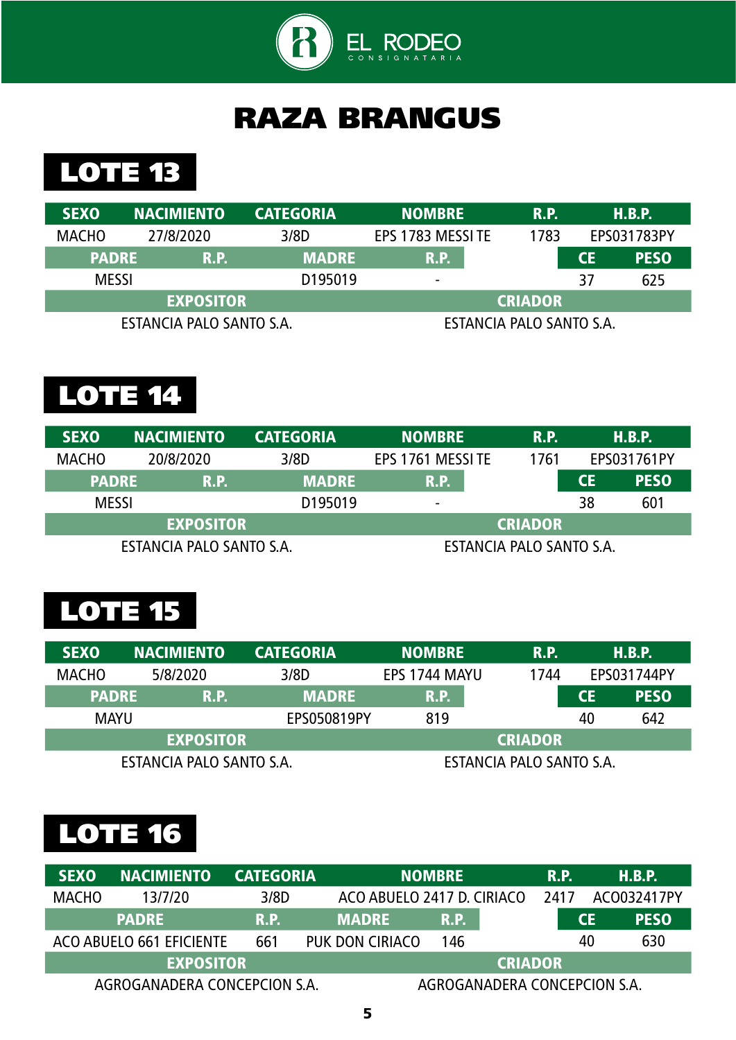EL RODEO
CONSIGNATARIA

# RAZA BRANGUS

## LOTE 13

| SEXO | NACIMIENTO | CATEGORIA | NOMBRE | R.P. | H.B.P. |
|---|---|---|---|---|---|
| MACHO | 27/8/2020 | 3/8D | EPS 1783 MESSI TE | 1783 | EPS031783PY |

| PADRE | R.P. | MADRE | R.P. | CE | PESO |
|---|---|---|---|---|---|
| MESSI | | D195019 | - | 37 | 625 |

| EXPOSITOR | CRIADOR |
|---|---|
| ESTANCIA PALO SANTO S.A. | ESTANCIA PALO SANTO S.A. |

## LOTE 14

| SEXO | NACIMIENTO | CATEGORIA | NOMBRE | R.P. | H.B.P. |
|---|---|---|---|---|---|
| MACHO | 20/8/2020 | 3/8D | EPS 1761 MESSI TE | 1761 | EPS031761PY |

| PADRE | R.P. | MADRE | R.P. | CE | PESO |
|---|---|---|---|---|---|
| MESSI | | D195019 | - | 38 | 601 |

| EXPOSITOR | CRIADOR |
|---|---|
| ESTANCIA PALO SANTO S.A. | ESTANCIA PALO SANTO S.A. |

## LOTE 15

| SEXO | NACIMIENTO | CATEGORIA | NOMBRE | R.P. | H.B.P. |
|---|---|---|---|---|---|
| MACHO | 5/8/2020 | 3/8D | EPS 1744 MAYU | 1744 | EPS031744PY |

| PADRE | R.P. | MADRE | R.P. | CE | PESO |
|---|---|---|---|---|---|
| MAYU | | EPS050819PY | 819 | 40 | 642 |

| EXPOSITOR | CRIADOR |
|---|---|
| ESTANCIA PALO SANTO S.A. | ESTANCIA PALO SANTO S.A. |

## LOTE 16

| SEXO | NACIMIENTO | CATEGORIA | NOMBRE | R.P. | H.B.P. |
|---|---|---|---|---|---|
| MACHO | 13/7/20 | 3/8D | ACO ABUELO 2417 D. CIRIACO | 2417 | ACO032417PY |

| PADRE | R.P. | MADRE | R.P. | CE | PESO |
|---|---|---|---|---|---|
| ACO ABUELO 661 EFICIENTE | 661 | PUK DON CIRIACO | 146 | 40 | 630 |

| EXPOSITOR | CRIADOR |
|---|---|
| AGROGANADERA CONCEPCION S.A. | AGROGANADERA CONCEPCION S.A. |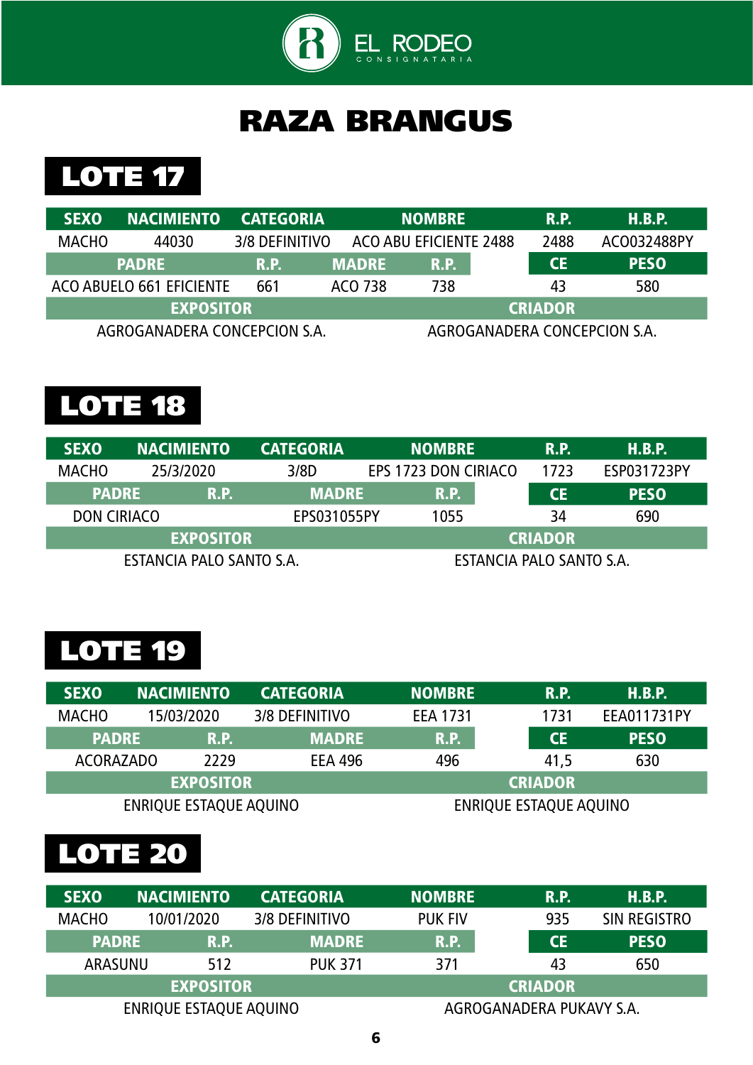EL RODEO CONSIGNATARIA

# RAZA BRANGUS

## LOTE 17

| SEXO | NACIMIENTO | CATEGORIA | NOMBRE | R.P. | H.B.P. |
|---|---|---|---|---|---|
| MACHO | 44030 | 3/8 DEFINITIVO | ACO ABU EFICIENTE 2488 | 2488 | ACO032488PY |

| PADRE | R.P. | MADRE | R.P. | CE | PESO |
|---|---|---|---|---|---|
| ACO ABUELO 661 EFICIENTE | 661 | ACO 738 | 738 | 43 | 580 |

| EXPOSITOR | CRIADOR |
|---|---|
| AGROGANADERA CONCEPCION S.A. | AGROGANADERA CONCEPCION S.A. |

## LOTE 18

| SEXO | NACIMIENTO | CATEGORIA | NOMBRE | R.P. | H.B.P. |
|---|---|---|---|---|---|
| MACHO | 25/3/2020 | 3/8D | EPS 1723 DON CIRIACO | 1723 | ESP031723PY |

| PADRE | R.P. | MADRE | R.P. | CE | PESO |
|---|---|---|---|---|---|
| DON CIRIACO | | EPS031055PY | 1055 | 34 | 690 |

| EXPOSITOR | CRIADOR |
|---|---|
| ESTANCIA PALO SANTO S.A. | ESTANCIA PALO SANTO S.A. |

## LOTE 19

| SEXO | NACIMIENTO | CATEGORIA | NOMBRE | R.P. | H.B.P. |
|---|---|---|---|---|---|
| MACHO | 15/03/2020 | 3/8 DEFINITIVO | EEA 1731 | 1731 | EEA011731PY |

| PADRE | R.P. | MADRE | R.P. | CE | PESO |
|---|---|---|---|---|---|
| ACORAZADO | 2229 | EEA 496 | 496 | 41,5 | 630 |

| EXPOSITOR | CRIADOR |
|---|---|
| ENRIQUE ESTAQUE AQUINO | ENRIQUE ESTAQUE AQUINO |

## LOTE 20

| SEXO | NACIMIENTO | CATEGORIA | NOMBRE | R.P. | H.B.P. |
|---|---|---|---|---|---|
| MACHO | 10/01/2020 | 3/8 DEFINITIVO | PUK FIV | 935 | SIN REGISTRO |

| PADRE | R.P. | MADRE | R.P. | CE | PESO |
|---|---|---|---|---|---|
| ARASUNU | 512 | PUK 371 | 371 | 43 | 650 |

| EXPOSITOR | CRIADOR |
|---|---|
| ENRIQUE ESTAQUE AQUINO | AGROGANADERA PUKAVY S.A. |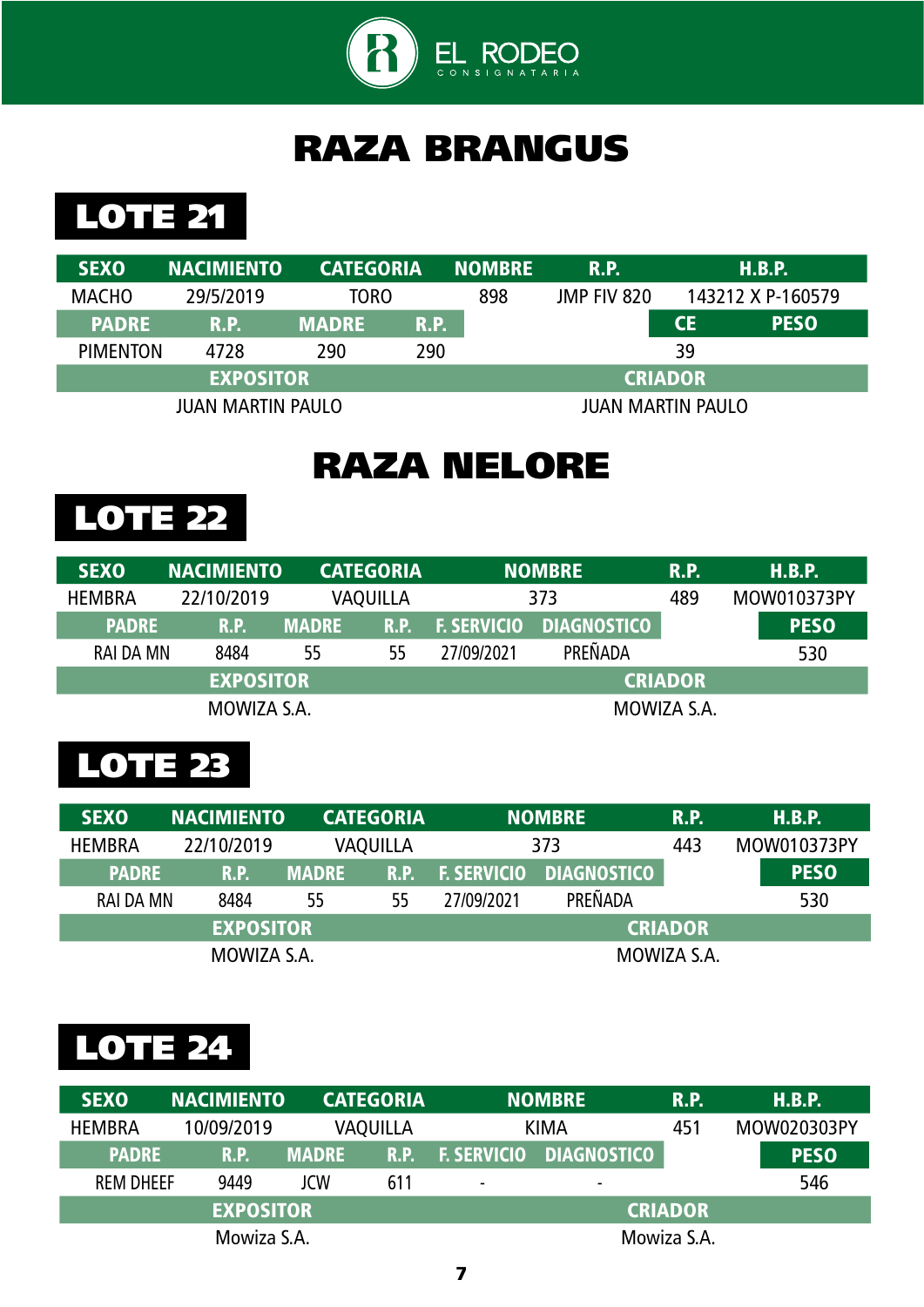EL RODEO CONSIGNATARIA

# RAZA BRANGUS

## LOTE 21

| SEXO | NACIMIENTO | CATEGORIA | NOMBRE | R.P. | H.B.P. |
|---|---|---|---|---|---|
| MACHO | 29/5/2019 | TORO | 898 | JMP FIV 820 | 143212 X P-160579 |

| PADRE | R.P. | MADRE | R.P. | CE | PESO |
|---|---|---|---|---|---|
| PIMENTON | 4728 | 290 | 290 | 39 | |

| EXPOSITOR | CRIADOR |
|---|---|
| JUAN MARTIN PAULO | JUAN MARTIN PAULO |

# RAZA NELORE

## LOTE 22

| SEXO | NACIMIENTO | CATEGORIA | NOMBRE | R.P. | H.B.P. |
|---|---|---|---|---|---|
| HEMBRA | 22/10/2019 | VAQUILLA | 373 | 489 | MOW010373PY |

| PADRE | R.P. | MADRE | R.P. | F. SERVICIO | DIAGNOSTICO | PESO |
|---|---|---|---|---|---|---|
| RAI DA MN | 8484 | 55 | 55 | 27/09/2021 | PREÑADA | 530 |

| EXPOSITOR | CRIADOR |
|---|---|
| MOWIZA S.A. | MOWIZA S.A. |

## LOTE 23

| SEXO | NACIMIENTO | CATEGORIA | NOMBRE | R.P. | H.B.P. |
|---|---|---|---|---|---|
| HEMBRA | 22/10/2019 | VAQUILLA | 373 | 443 | MOW010373PY |

| PADRE | R.P. | MADRE | R.P. | F. SERVICIO | DIAGNOSTICO | PESO |
|---|---|---|---|---|---|---|
| RAI DA MN | 8484 | 55 | 55 | 27/09/2021 | PREÑADA | 530 |

| EXPOSITOR | CRIADOR |
|---|---|
| MOWIZA S.A. | MOWIZA S.A. |

## LOTE 24

| SEXO | NACIMIENTO | CATEGORIA | NOMBRE | R.P. | H.B.P. |
|---|---|---|---|---|---|
| HEMBRA | 10/09/2019 | VAQUILLA | KIMA | 451 | MOW020303PY |

| PADRE | R.P. | MADRE | R.P. | F. SERVICIO | DIAGNOSTICO | PESO |
|---|---|---|---|---|---|---|
| REM DHEEF | 9449 | JCW | 611 | - | - | 546 |

| EXPOSITOR | CRIADOR |
|---|---|
| Mowiza S.A. | Mowiza S.A. |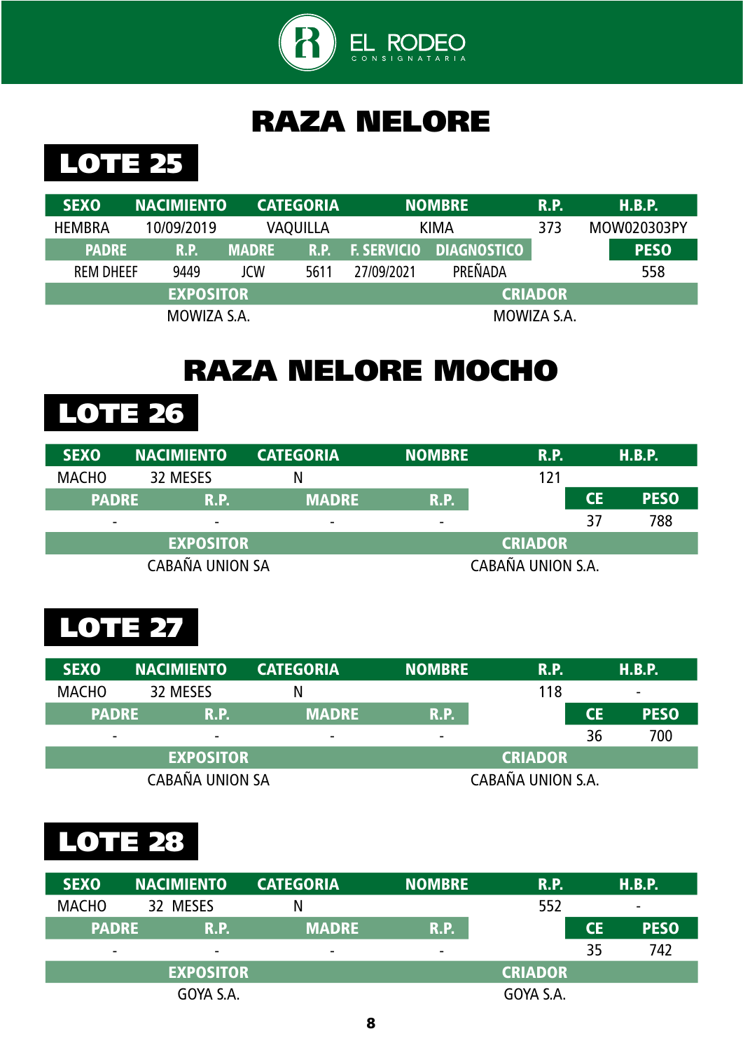# RAZA NELORE

## LOTE 25

| SEXO | NACIMIENTO | CATEGORIA | NOMBRE | R.P. | H.B.P. |
|---|---|---|---|---|---|
| HEMBRA | 10/09/2019 | VAQUILLA | KIMA | 373 | MOW020303PY |

| PADRE | R.P. | MADRE | R.P. | F. SERVICIO | DIAGNOSTICO | PESO |
|---|---|---|---|---|---|---|
| REM DHEEF | 9449 | JCW | 5611 | 27/09/2021 | PREÑADA | 558 |

| EXPOSITOR | CRIADOR |
|---|---|
| MOWIZA S.A. | MOWIZA S.A. |

# RAZA NELORE MOCHO

## LOTE 26

| SEXO | NACIMIENTO | CATEGORIA | NOMBRE | R.P. | H.B.P. |
|---|---|---|---|---|---|
| MACHO | 32 MESES | N | | 121 | |

| PADRE | R.P. | MADRE | R.P. | CE | PESO |
|---|---|---|---|---|---|
| - | - | - | - | 37 | 788 |

| EXPOSITOR | CRIADOR |
|---|---|
| CABAÑA UNION SA | CABAÑA UNION S.A. |

## LOTE 27

| SEXO | NACIMIENTO | CATEGORIA | NOMBRE | R.P. | H.B.P. |
|---|---|---|---|---|---|
| MACHO | 32 MESES | N | | 118 | - |

| PADRE | R.P. | MADRE | R.P. | CE | PESO |
|---|---|---|---|---|---|
| - | - | - | - | 36 | 700 |

| EXPOSITOR | CRIADOR |
|---|---|
| CABAÑA UNION SA | CABAÑA UNION S.A. |

## LOTE 28

| SEXO | NACIMIENTO | CATEGORIA | NOMBRE | R.P. | H.B.P. |
|---|---|---|---|---|---|
| MACHO | 32 MESES | N | | 552 | - |

| PADRE | R.P. | MADRE | R.P. | CE | PESO |
|---|---|---|---|---|---|
| - | - | - | - | 35 | 742 |

| EXPOSITOR | CRIADOR |
|---|---|
| GOYA S.A. | GOYA S.A. |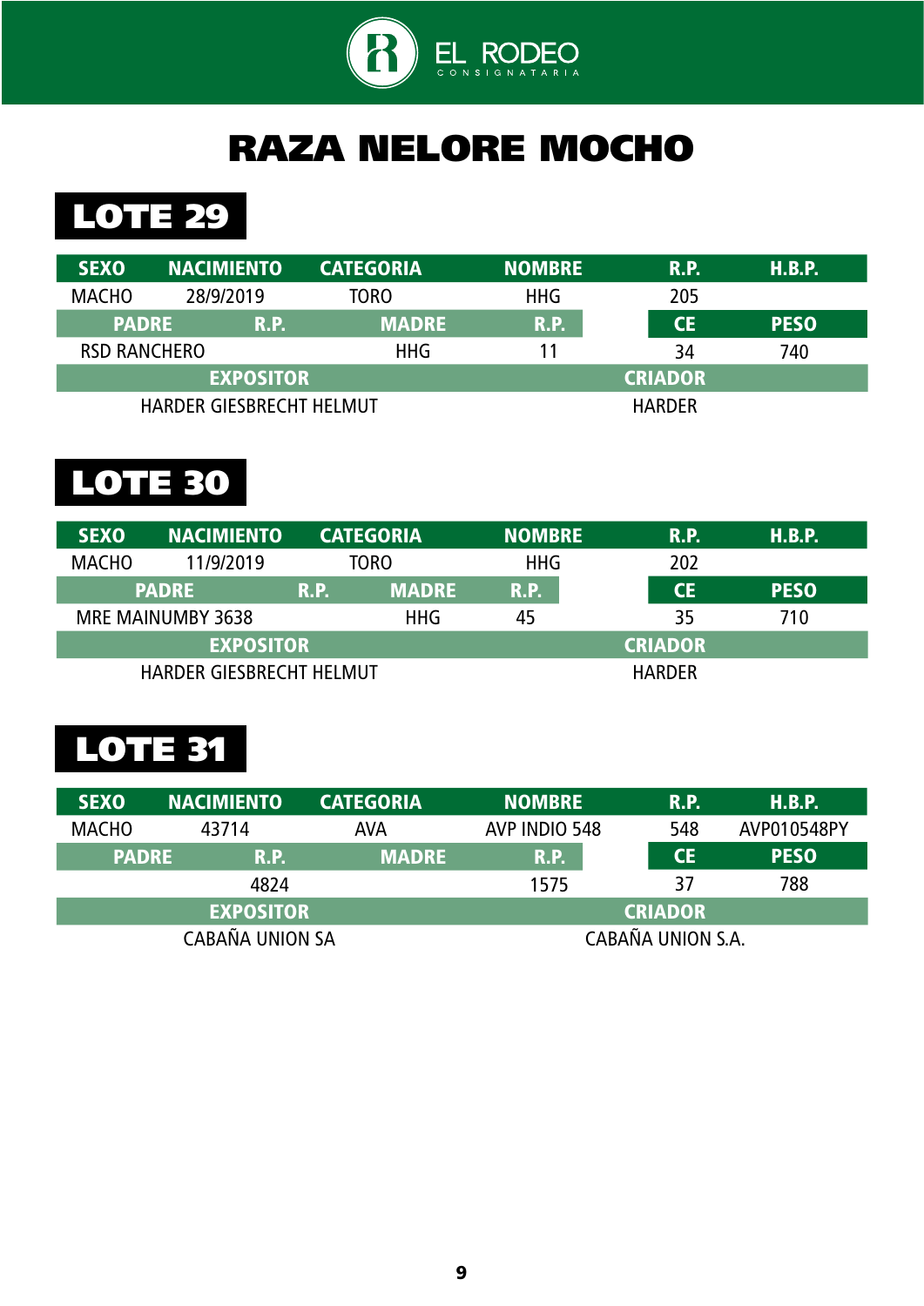# RAZA NELORE MOCHO

## LOTE 29

| SEXO | NACIMIENTO | CATEGORIA | NOMBRE | R.P. | H.B.P. |
|---|---|---|---|---|---|
| MACHO | 28/9/2019 | TORO | HHG | 205 | |

| PADRE | R.P. | MADRE | R.P. | CE | PESO |
|---|---|---|---|---|---|
| RSD RANCHERO | | HHG | 11 | 34 | 740 |

| EXPOSITOR | CRIADOR |
|---|---|
| HARDER GIESBRECHT HELMUT | HARDER |

## LOTE 30

| SEXO | NACIMIENTO | CATEGORIA | NOMBRE | R.P. | H.B.P. |
|---|---|---|---|---|---|
| MACHO | 11/9/2019 | TORO | HHG | 202 | |

| PADRE | R.P. | MADRE | R.P. | CE | PESO |
|---|---|---|---|---|---|
| MRE MAINUMBY 3638 | | HHG | 45 | 35 | 710 |

| EXPOSITOR | CRIADOR |
|---|---|
| HARDER GIESBRECHT HELMUT | HARDER |

## LOTE 31

| SEXO | NACIMIENTO | CATEGORIA | NOMBRE | R.P. | H.B.P. |
|---|---|---|---|---|---|
| MACHO | 43714 | AVA | AVP INDIO 548 | 548 | AVP010548PY |

| PADRE | R.P. | MADRE | R.P. | CE | PESO |
|---|---|---|---|---|---|
| | 4824 | | 1575 | 37 | 788 |

| EXPOSITOR | CRIADOR |
|---|---|
| CABAÑA UNION SA | CABAÑA UNION S.A. |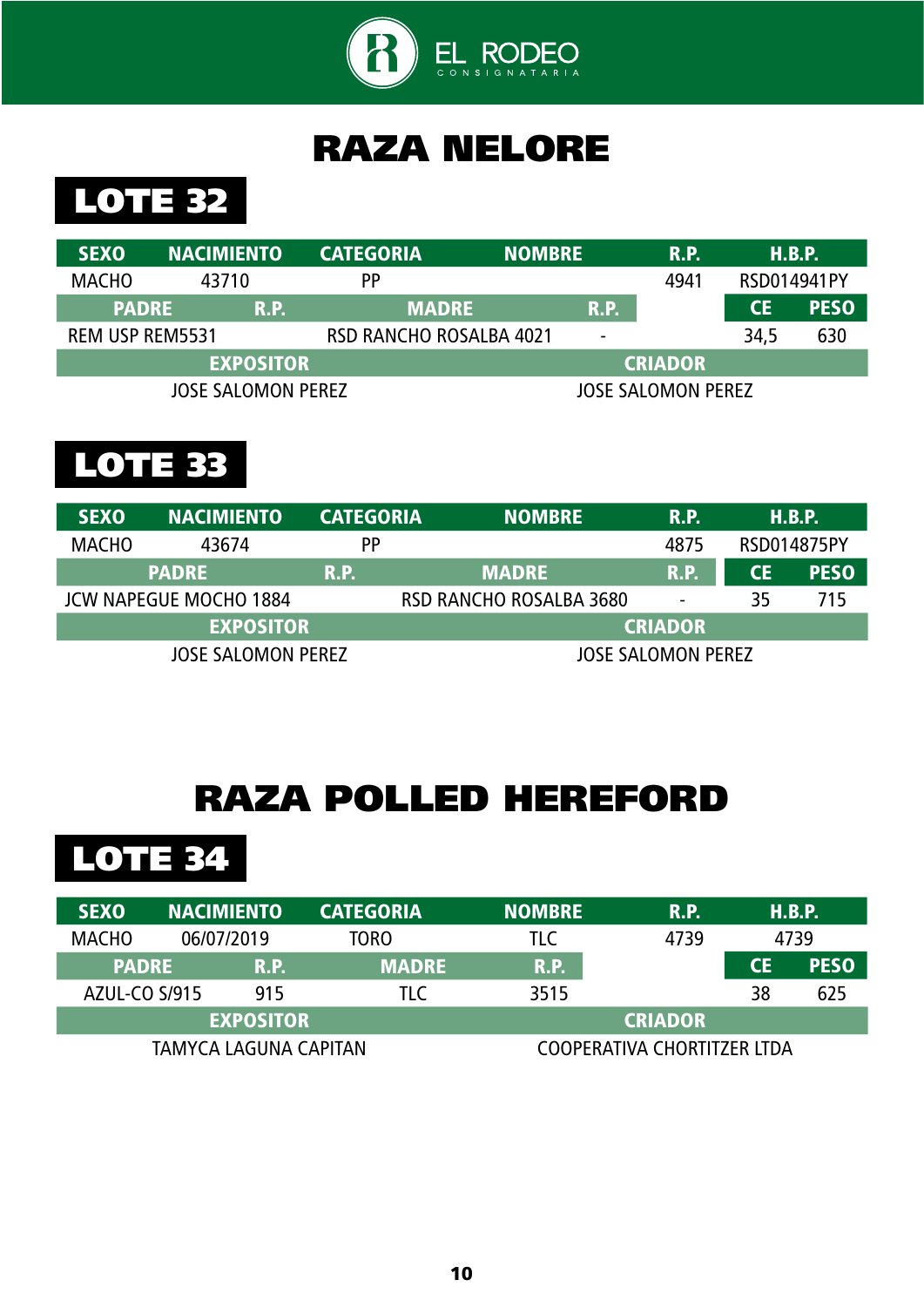EL RODEO
CONSIGNATARIA

# RAZA NELORE

## LOTE 32

| SEXO | NACIMIENTO | CATEGORIA | NOMBRE | R.P. | H.B.P. |
|---|---|---|---|---|---|
| MACHO | 43710 | PP | | 4941 | RSD014941PY |

| PADRE | R.P. | MADRE | R.P. | CE | PESO |
|---|---|---|---|---|---|
| REM USP REM5531 | | RSD RANCHO ROSALBA 4021 | - | 34,5 | 630 |

| EXPOSITOR | CRIADOR |
|---|---|
| JOSE SALOMON PEREZ | JOSE SALOMON PEREZ |

## LOTE 33

| SEXO | NACIMIENTO | CATEGORIA | NOMBRE | R.P. | H.B.P. |
|---|---|---|---|---|---|
| MACHO | 43674 | PP | | 4875 | RSD014875PY |

| PADRE | R.P. | MADRE | R.P. | CE | PESO |
|---|---|---|---|---|---|
| JCW NAPEGUE MOCHO 1884 | | RSD RANCHO ROSALBA 3680 | - | 35 | 715 |

| EXPOSITOR | CRIADOR |
|---|---|
| JOSE SALOMON PEREZ | JOSE SALOMON PEREZ |

# RAZA POLLED HEREFORD

## LOTE 34

| SEXO | NACIMIENTO | CATEGORIA | NOMBRE | R.P. | H.B.P. |
|---|---|---|---|---|---|
| MACHO | 06/07/2019 | TORO | TLC | 4739 | 4739 |

| PADRE | R.P. | MADRE | R.P. | CE | PESO |
|---|---|---|---|---|---|
| AZUL-CO S/915 | 915 | TLC | 3515 | 38 | 625 |

| EXPOSITOR | CRIADOR |
|---|---|
| TAMYCA LAGUNA CAPITAN | COOPERATIVA CHORTITZER LTDA |